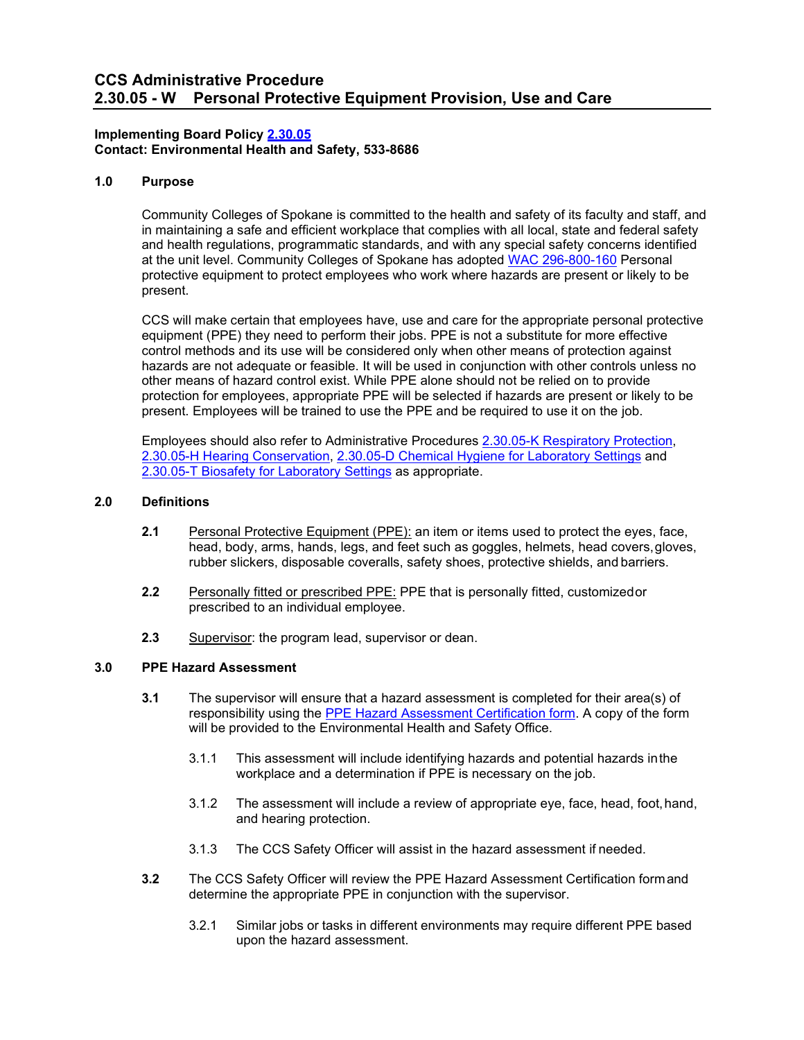# CCS Administrative Procedure
# 2.30.05 - W Personal Protective Equipment Provision, Use and Care

**Implementing Board Policy 2.30.05**
**Contact: Environmental Health and Safety, 533-8686**

## 1.0 Purpose

Community Colleges of Spokane is committed to the health and safety of its faculty and staff, and in maintaining a safe and efficient workplace that complies with all local, state and federal safety and health regulations, programmatic standards, and with any special safety concerns identified at the unit level. Community Colleges of Spokane has adopted WAC 296-800-160 Personal protective equipment to protect employees who work where hazards are present or likely to be present.

CCS will make certain that employees have, use and care for the appropriate personal protective equipment (PPE) they need to perform their jobs. PPE is not a substitute for more effective control methods and its use will be considered only when other means of protection against hazards are not adequate or feasible. It will be used in conjunction with other controls unless no other means of hazard control exist. While PPE alone should not be relied on to provide protection for employees, appropriate PPE will be selected if hazards are present or likely to be present. Employees will be trained to use the PPE and be required to use it on the job.

Employees should also refer to Administrative Procedures 2.30.05-K Respiratory Protection, 2.30.05-H Hearing Conservation, 2.30.05-D Chemical Hygiene for Laboratory Settings and 2.30.05-T Biosafety for Laboratory Settings as appropriate.

## 2.0 Definitions

**2.1** Personal Protective Equipment (PPE): an item or items used to protect the eyes, face, head, body, arms, hands, legs, and feet such as goggles, helmets, head covers, gloves, rubber slickers, disposable coveralls, safety shoes, protective shields, and barriers.

**2.2** Personally fitted or prescribed PPE: PPE that is personally fitted, customized or prescribed to an individual employee.

**2.3** Supervisor: the program lead, supervisor or dean.

## 3.0 PPE Hazard Assessment

**3.1** The supervisor will ensure that a hazard assessment is completed for their area(s) of responsibility using the PPE Hazard Assessment Certification form. A copy of the form will be provided to the Environmental Health and Safety Office.

3.1.1 This assessment will include identifying hazards and potential hazards in the workplace and a determination if PPE is necessary on the job.

3.1.2 The assessment will include a review of appropriate eye, face, head, foot, hand, and hearing protection.

3.1.3 The CCS Safety Officer will assist in the hazard assessment if needed.

**3.2** The CCS Safety Officer will review the PPE Hazard Assessment Certification form and determine the appropriate PPE in conjunction with the supervisor.

3.2.1 Similar jobs or tasks in different environments may require different PPE based upon the hazard assessment.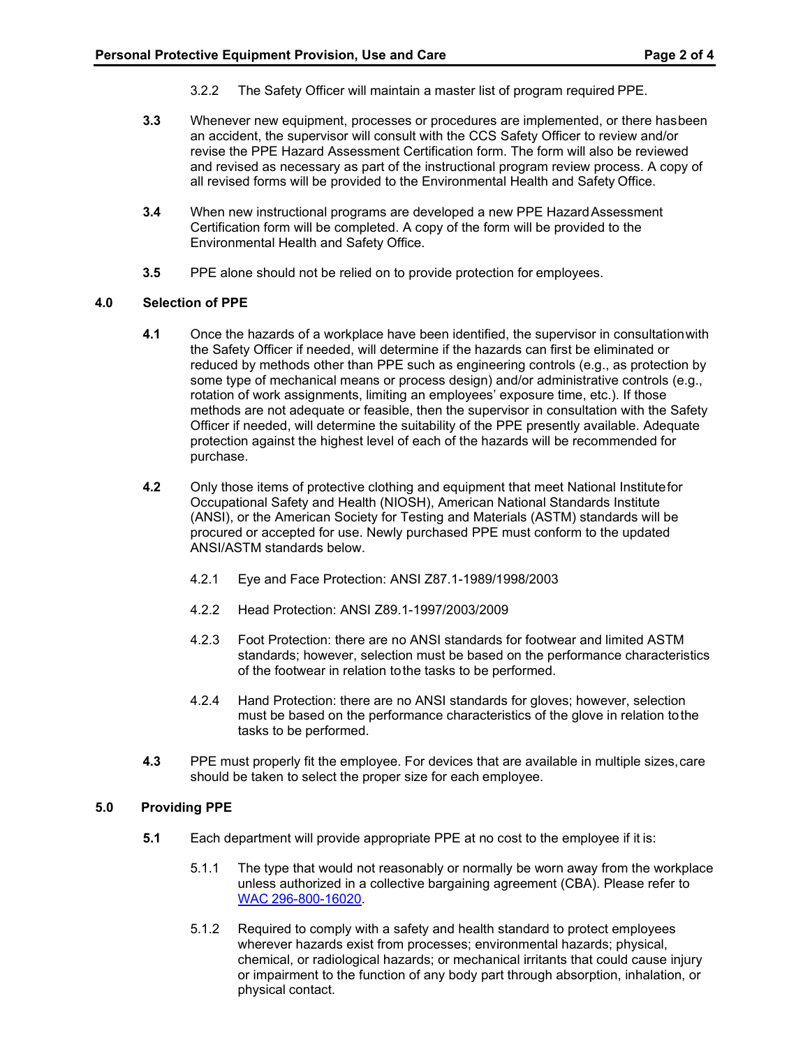3.2.2 The Safety Officer will maintain a master list of program required PPE.

**3.3** Whenever new equipment, processes or procedures are implemented, or there has been an accident, the supervisor will consult with the CCS Safety Officer to review and/or revise the PPE Hazard Assessment Certification form. The form will also be reviewed and revised as necessary as part of the instructional program review process. A copy of all revised forms will be provided to the Environmental Health and Safety Office.

**3.4** When new instructional programs are developed a new PPE Hazard Assessment Certification form will be completed. A copy of the form will be provided to the Environmental Health and Safety Office.

**3.5** PPE alone should not be relied on to provide protection for employees.

## 4.0 Selection of PPE

**4.1** Once the hazards of a workplace have been identified, the supervisor in consultation with the Safety Officer if needed, will determine if the hazards can first be eliminated or reduced by methods other than PPE such as engineering controls (e.g., as protection by some type of mechanical means or process design) and/or administrative controls (e.g., rotation of work assignments, limiting an employees' exposure time, etc.). If those methods are not adequate or feasible, then the supervisor in consultation with the Safety Officer if needed, will determine the suitability of the PPE presently available. Adequate protection against the highest level of each of the hazards will be recommended for purchase.

**4.2** Only those items of protective clothing and equipment that meet National Institute for Occupational Safety and Health (NIOSH), American National Standards Institute (ANSI), or the American Society for Testing and Materials (ASTM) standards will be procured or accepted for use. Newly purchased PPE must conform to the updated ANSI/ASTM standards below.

4.2.1 Eye and Face Protection: ANSI Z87.1-1989/1998/2003

4.2.2 Head Protection: ANSI Z89.1-1997/2003/2009

4.2.3 Foot Protection: there are no ANSI standards for footwear and limited ASTM standards; however, selection must be based on the performance characteristics of the footwear in relation to the tasks to be performed.

4.2.4 Hand Protection: there are no ANSI standards for gloves; however, selection must be based on the performance characteristics of the glove in relation to the tasks to be performed.

**4.3** PPE must properly fit the employee. For devices that are available in multiple sizes, care should be taken to select the proper size for each employee.

## 5.0 Providing PPE

**5.1** Each department will provide appropriate PPE at no cost to the employee if it is:

5.1.1 The type that would not reasonably or normally be worn away from the workplace unless authorized in a collective bargaining agreement (CBA). Please refer to WAC 296-800-16020.

5.1.2 Required to comply with a safety and health standard to protect employees wherever hazards exist from processes; environmental hazards; physical, chemical, or radiological hazards; or mechanical irritants that could cause injury or impairment to the function of any body part through absorption, inhalation, or physical contact.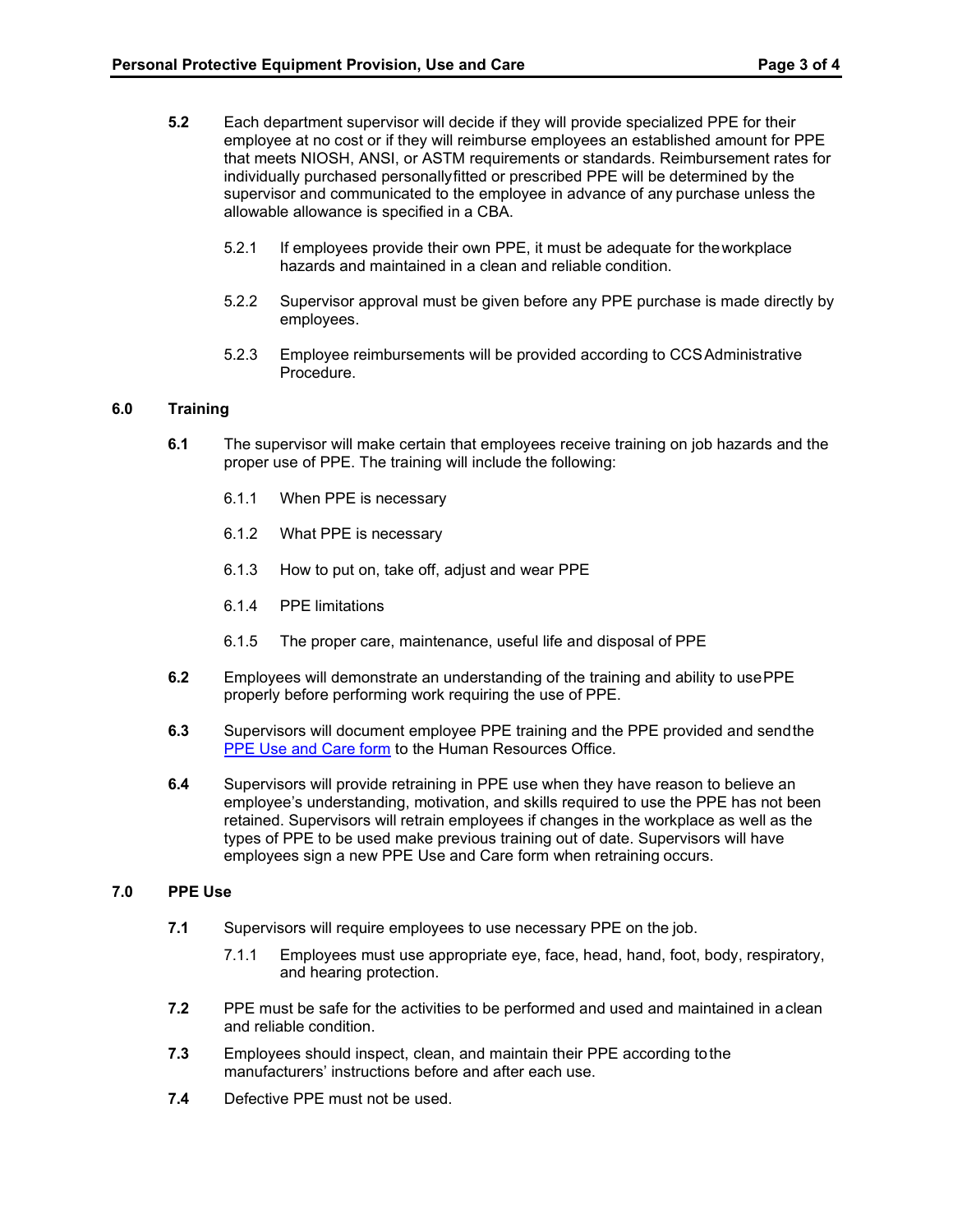**5.2** Each department supervisor will decide if they will provide specialized PPE for their employee at no cost or if they will reimburse employees an established amount for PPE that meets NIOSH, ANSI, or ASTM requirements or standards. Reimbursement rates for individually purchased personallyfitted or prescribed PPE will be determined by the supervisor and communicated to the employee in advance of any purchase unless the allowable allowance is specified in a CBA.

5.2.1 If employees provide their own PPE, it must be adequate for theworkplace hazards and maintained in a clean and reliable condition.

5.2.2 Supervisor approval must be given before any PPE purchase is made directly by employees.

5.2.3 Employee reimbursements will be provided according to CCSAdministrative Procedure.

## 6.0 Training

**6.1** The supervisor will make certain that employees receive training on job hazards and the proper use of PPE. The training will include the following:

6.1.1 When PPE is necessary

6.1.2 What PPE is necessary

6.1.3 How to put on, take off, adjust and wear PPE

6.1.4 PPE limitations

6.1.5 The proper care, maintenance, useful life and disposal of PPE

**6.2** Employees will demonstrate an understanding of the training and ability to usePPE properly before performing work requiring the use of PPE.

**6.3** Supervisors will document employee PPE training and the PPE provided and sendthe PPE Use and Care form to the Human Resources Office.

**6.4** Supervisors will provide retraining in PPE use when they have reason to believe an employee's understanding, motivation, and skills required to use the PPE has not been retained. Supervisors will retrain employees if changes in the workplace as well as the types of PPE to be used make previous training out of date. Supervisors will have employees sign a new PPE Use and Care form when retraining occurs.

## 7.0 PPE Use

**7.1** Supervisors will require employees to use necessary PPE on the job.

7.1.1 Employees must use appropriate eye, face, head, hand, foot, body, respiratory, and hearing protection.

**7.2** PPE must be safe for the activities to be performed and used and maintained in aclean and reliable condition.

**7.3** Employees should inspect, clean, and maintain their PPE according tothe manufacturers' instructions before and after each use.

**7.4** Defective PPE must not be used.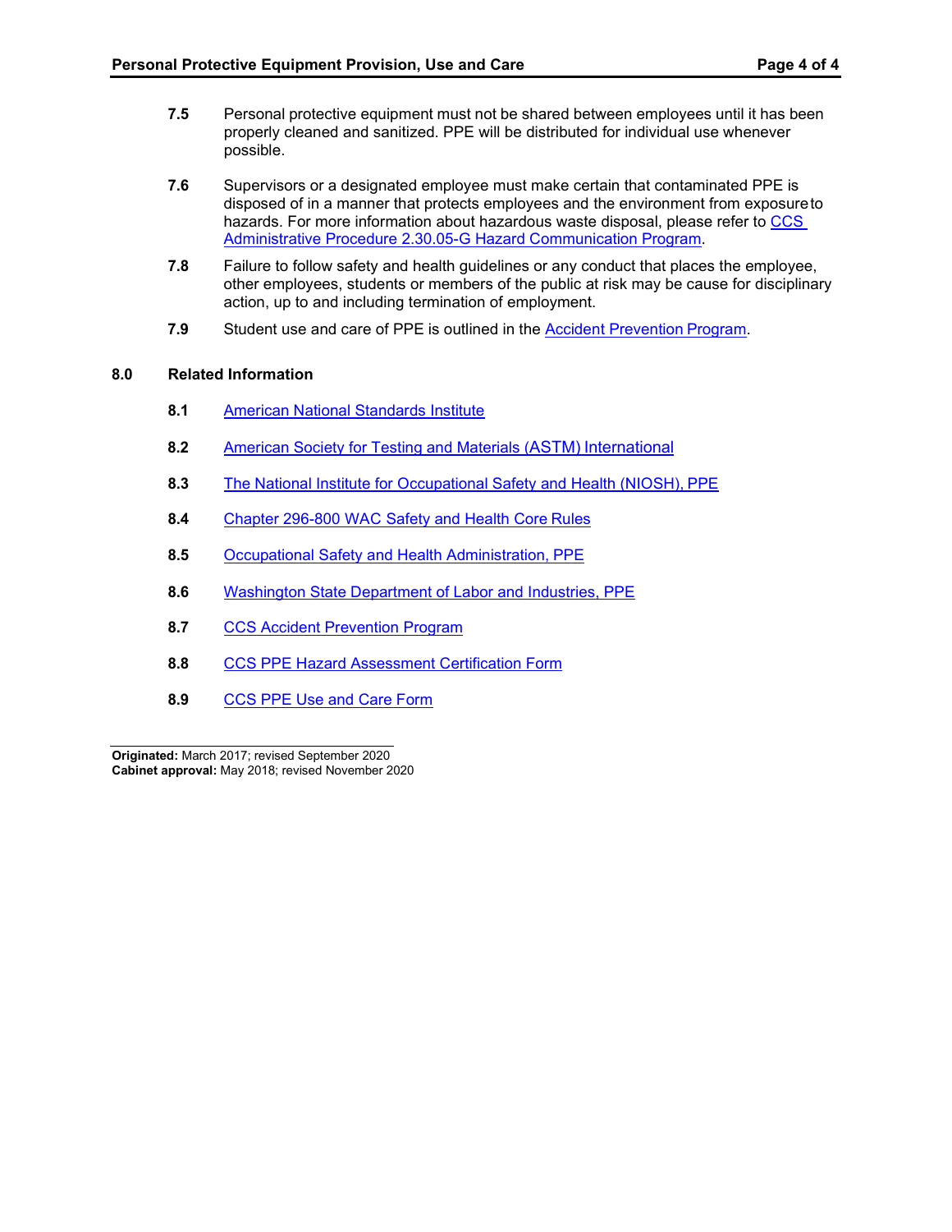**7.5** Personal protective equipment must not be shared between employees until it has been properly cleaned and sanitized. PPE will be distributed for individual use whenever possible.

**7.6** Supervisors or a designated employee must make certain that contaminated PPE is disposed of in a manner that protects employees and the environment from exposure to hazards. For more information about hazardous waste disposal, please refer to CCS Administrative Procedure 2.30.05-G Hazard Communication Program.

**7.8** Failure to follow safety and health guidelines or any conduct that places the employee, other employees, students or members of the public at risk may be cause for disciplinary action, up to and including termination of employment.

**7.9** Student use and care of PPE is outlined in the Accident Prevention Program.

## 8.0 Related Information

**8.1** American National Standards Institute

**8.2** American Society for Testing and Materials (ASTM) International

**8.3** The National Institute for Occupational Safety and Health (NIOSH), PPE

**8.4** Chapter 296-800 WAC Safety and Health Core Rules

**8.5** Occupational Safety and Health Administration, PPE

**8.6** Washington State Department of Labor and Industries, PPE

**8.7** CCS Accident Prevention Program

**8.8** CCS PPE Hazard Assessment Certification Form

**8.9** CCS PPE Use and Care Form

---

**Originated:** March 2017; revised September 2020
**Cabinet approval:** May 2018; revised November 2020